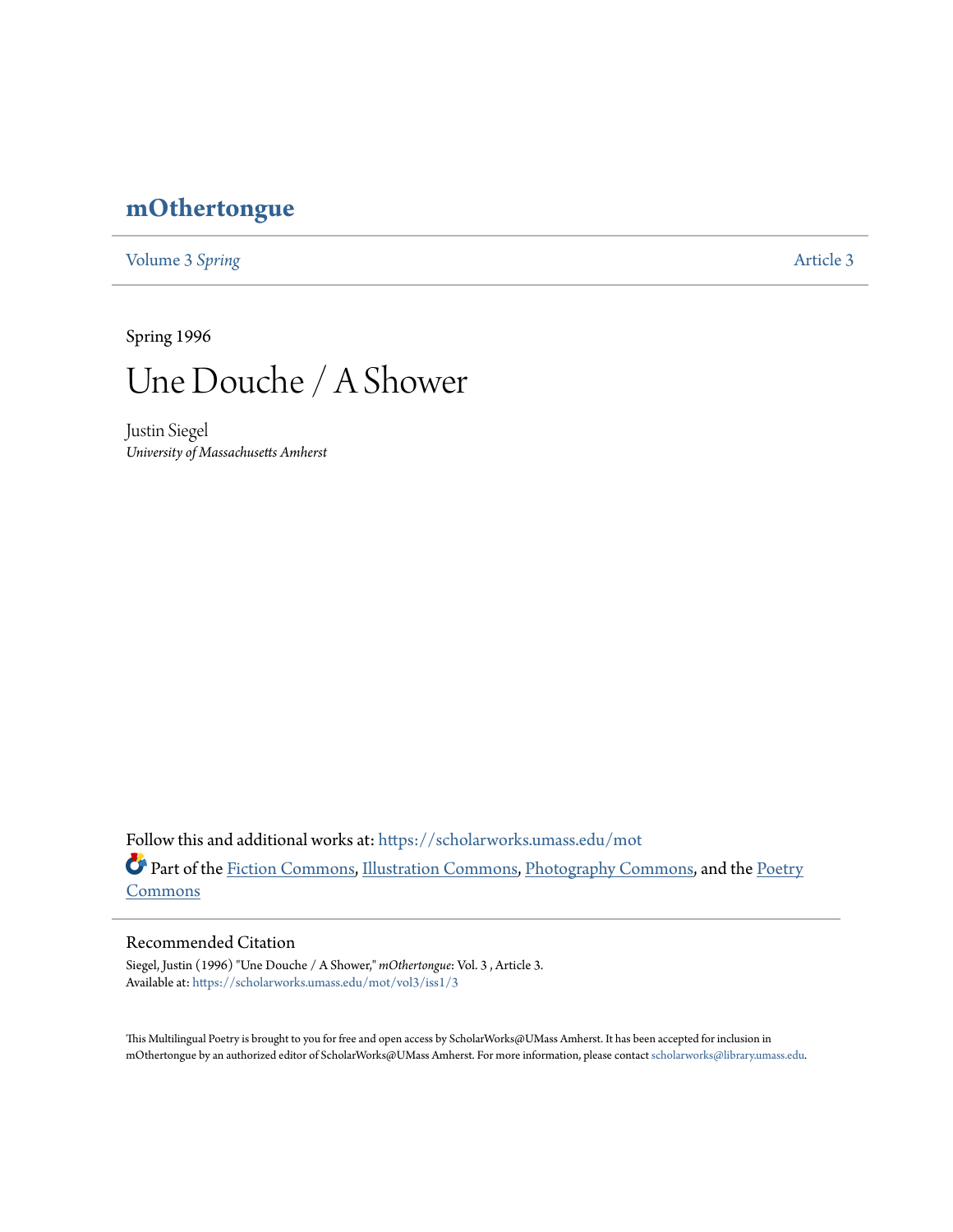# mOthertongue

Volume 3 *Spring* — Article 3

Spring 1996

# Une Douche / A Shower

Justin Siegel
*University of Massachusetts Amherst*

Follow this and additional works at: https://scholarworks.umass.edu/mot

Part of the Fiction Commons, Illustration Commons, Photography Commons, and the Poetry Commons

## Recommended Citation

Siegel, Justin (1996) "Une Douche / A Shower," *mOthertongue*: Vol. 3 , Article 3.
Available at: https://scholarworks.umass.edu/mot/vol3/iss1/3

This Multilingual Poetry is brought to you for free and open access by ScholarWorks@UMass Amherst. It has been accepted for inclusion in mOthertongue by an authorized editor of ScholarWorks@UMass Amherst. For more information, please contact scholarworks@library.umass.edu.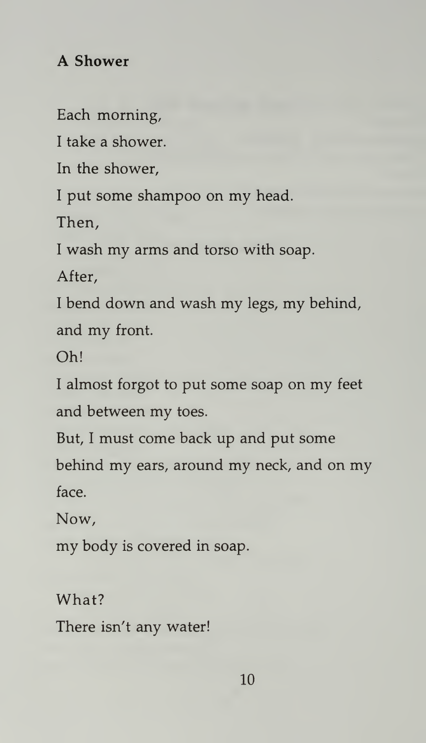### A Shower

Each morning,

I take a shower.

In the shower,

I put some shampoo on my head.

Then,

I wash my arms and torso with soap.

After,

I bend down and wash my legs, my behind, and my front.

Oh!

I almost forgot to put some soap on my feet and between my toes.

But, I must come back up and put some behind my ears, around my neck, and on my face.

Now,

my body is covered in soap.

What?

There isn't any water!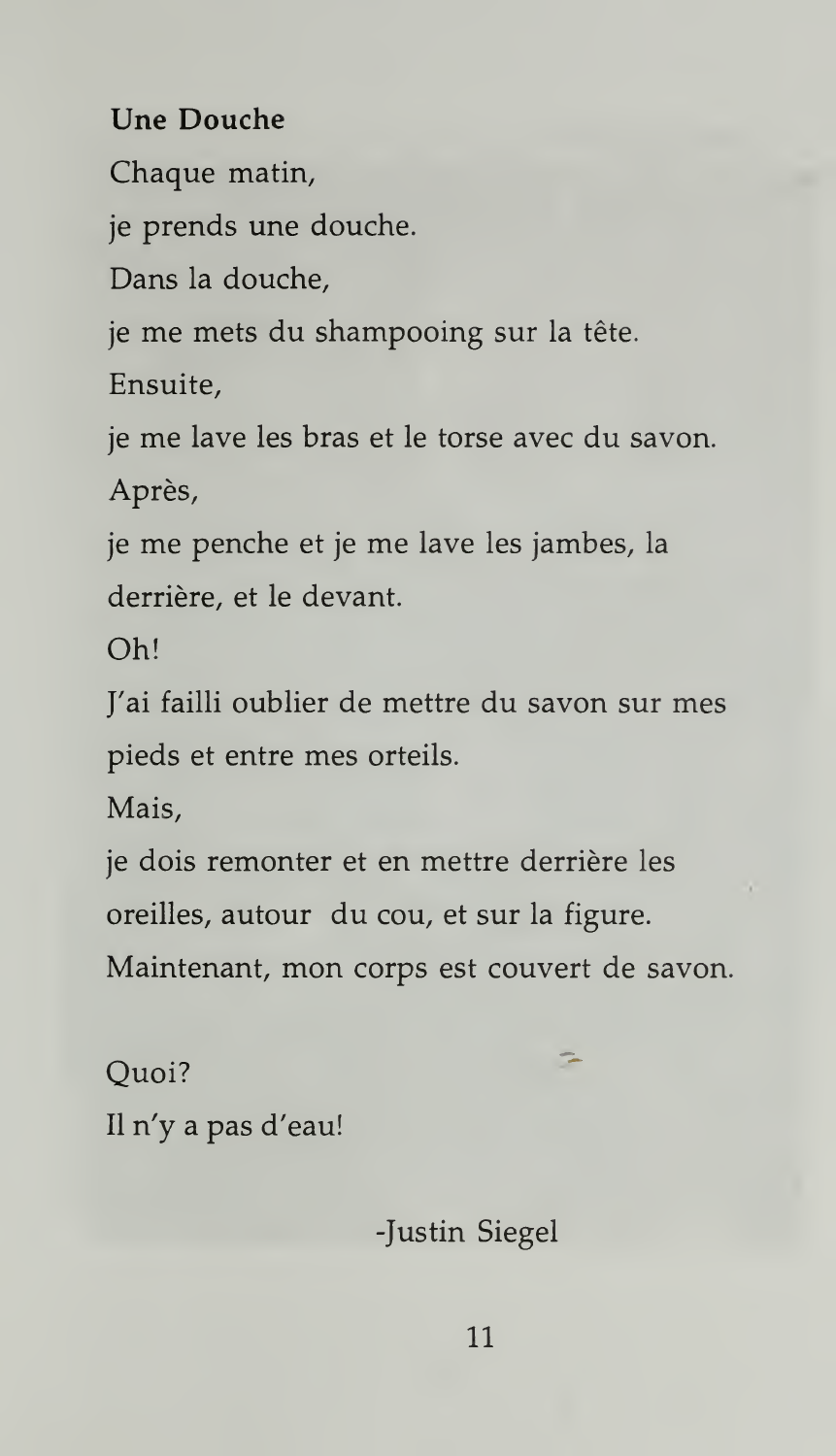**Une Douche**

Chaque matin,

je prends une douche.

Dans la douche,

je me mets du shampooing sur la tête.

Ensuite,

je me lave les bras et le torse avec du savon.

Après,

je me penche et je me lave les jambes, la derrière, et le devant.

Oh!

J'ai failli oublier de mettre du savon sur mes pieds et entre mes orteils.

Mais,

je dois remonter et en mettre derrière les oreilles, autour du cou, et sur la figure.

Maintenant, mon corps est couvert de savon.

Quoi?

Il n'y a pas d'eau!

-Justin Siegel